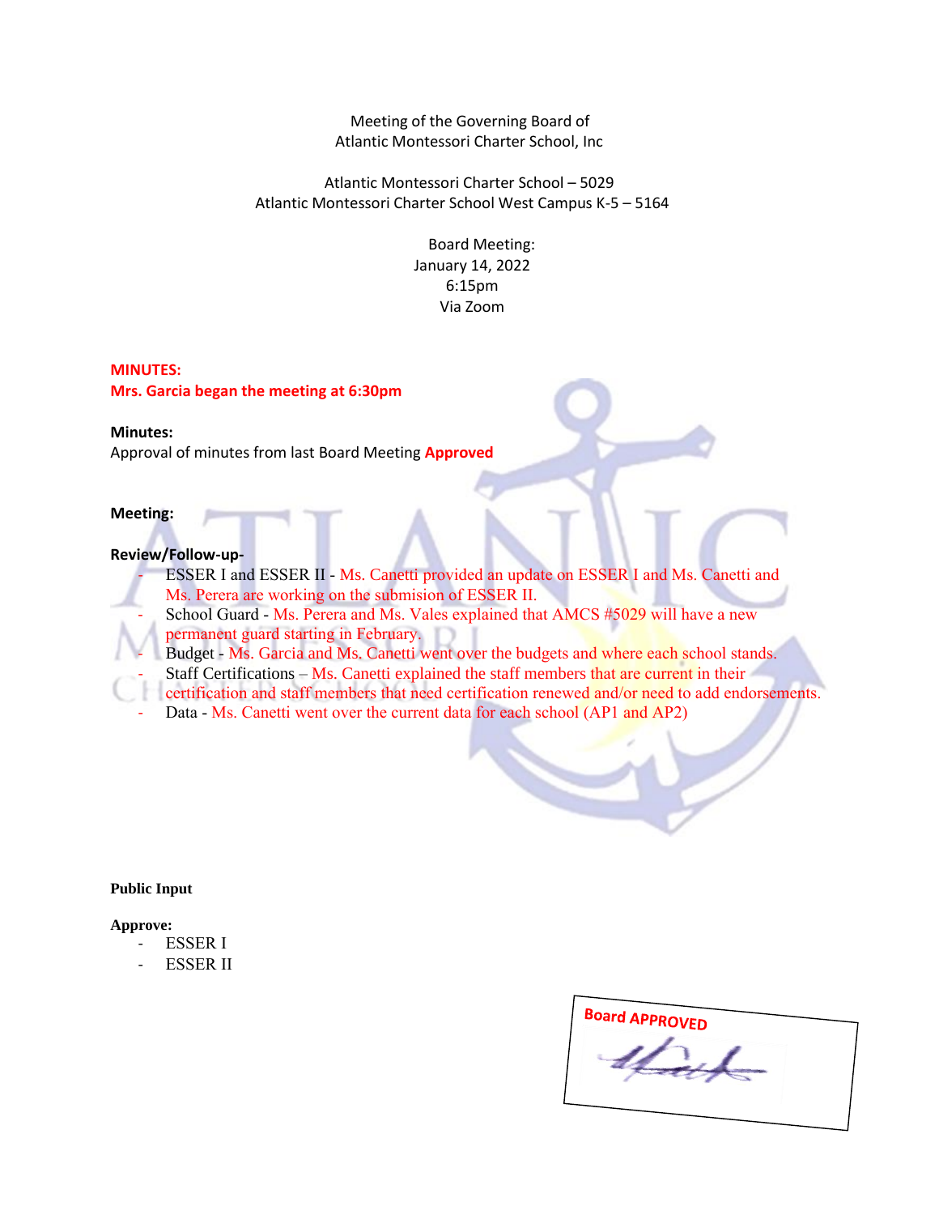Meeting of the Governing Board of
Atlantic Montessori Charter School, Inc

Atlantic Montessori Charter School – 5029
Atlantic Montessori Charter School West Campus K-5 – 5164

Board Meeting:
January 14, 2022
6:15pm
Via Zoom

**MINUTES:**
**Mrs. Garcia began the meeting at 6:30pm**

**Minutes:**
Approval of minutes from last Board Meeting **Approved**

**Meeting:**

**Review/Follow-up-**

- ESSER I and ESSER II - Ms. Canetti provided an update on ESSER I and Ms. Canetti and Ms. Perera are working on the submision of ESSER II.
- School Guard - Ms. Perera and Ms. Vales explained that AMCS #5029 will have a new permanent guard starting in February.
- Budget - Ms. Garcia and Ms. Canetti went over the budgets and where each school stands.
- Staff Certifications – Ms. Canetti explained the staff members that are current in their certification and staff members that need certification renewed and/or need to add endorsements.
- Data - Ms. Canetti went over the current data for each school (AP1 and AP2)

**Public Input**

**Approve:**

- ESSER I
- ESSER II

Board APPROVED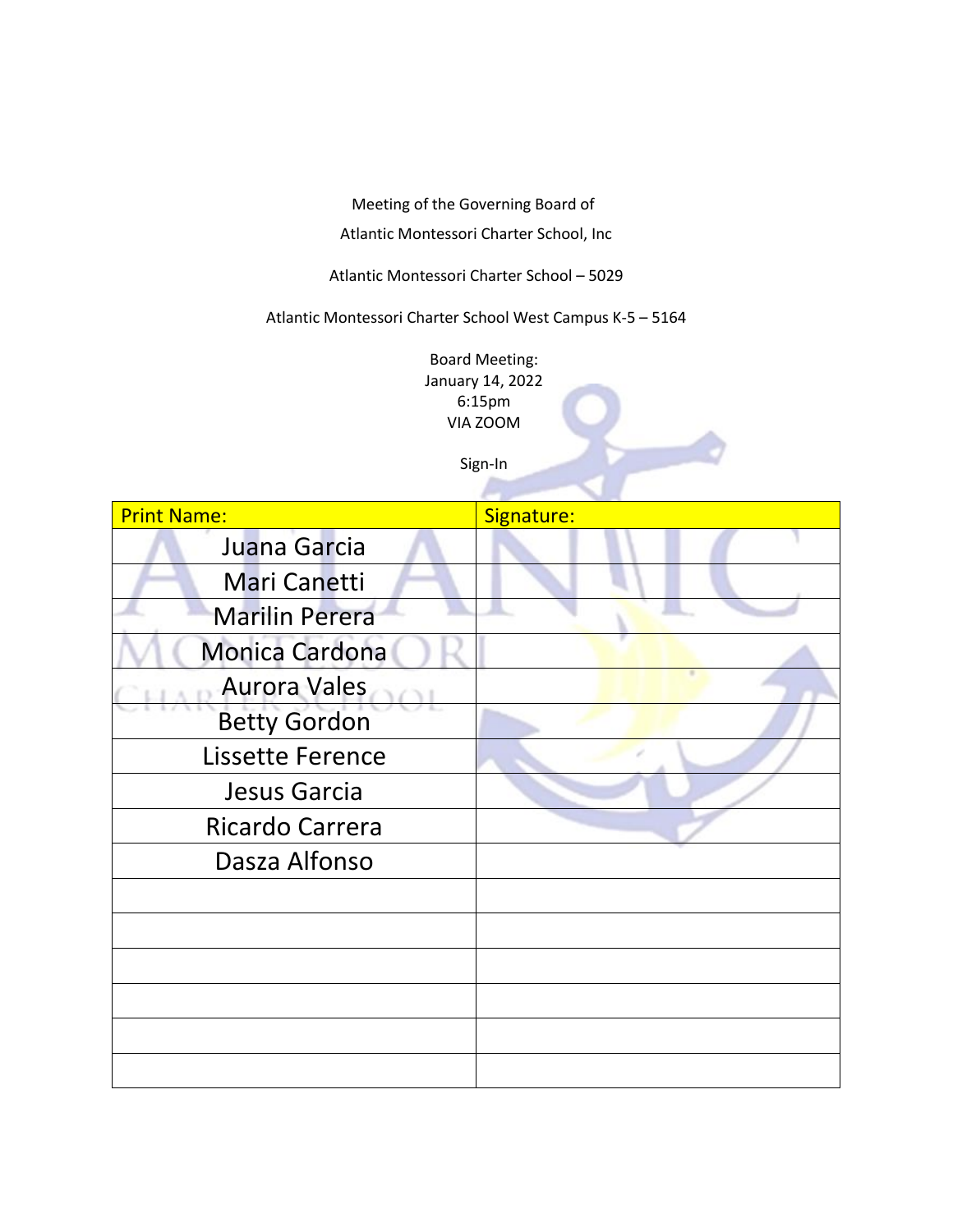Meeting of the Governing Board of

Atlantic Montessori Charter School, Inc

Atlantic Montessori Charter School – 5029

Atlantic Montessori Charter School West Campus K-5 – 5164

Board Meeting:
January 14, 2022
6:15pm
VIA ZOOM

Sign-In

| Print Name: | Signature: |
|---|---|
| Juana Garcia | |
| Mari Canetti | |
| Marilin Perera | |
| Monica Cardona | |
| Aurora Vales | |
| Betty Gordon | |
| Lissette Ference | |
| Jesus Garcia | |
| Ricardo Carrera | |
| Dasza Alfonso | |
| | |
| | |
| | |
| | |
| | |
| | |